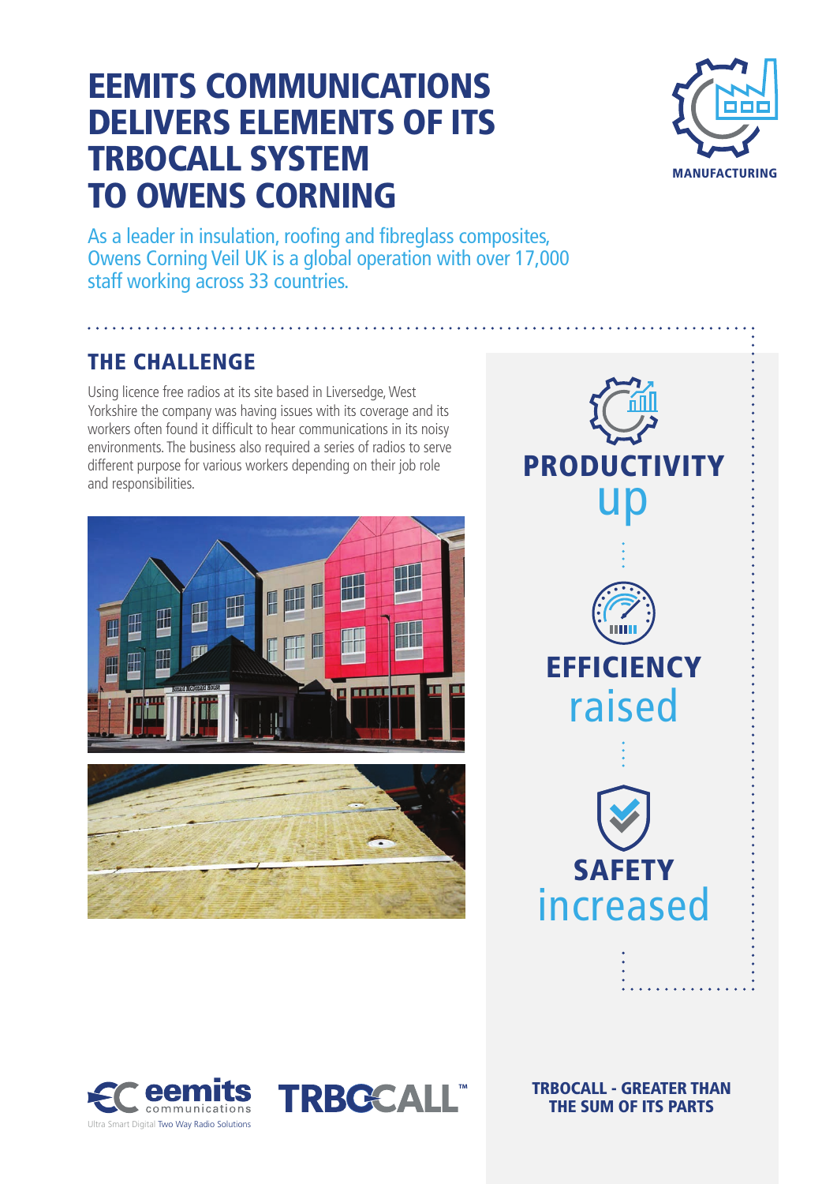# EEMITS COMMUNICATIONS DELIVERS ELEMENTS OF ITS TRBOCALL SYSTEM TO OWENS CORNING

MANUFACTURING

As a leader in insulation, roofing and fibreglass composites, Owens Corning Veil UK is a global operation with over 17,000 staff working across 33 countries.

## THE CHALLENGE

Using licence free radios at its site based in Liversedge, West Yorkshire the company was having issues with its coverage and its workers often found it difficult to hear communications in its noisy environments. The business also required a series of radios to serve different purpose for various workers depending on their job role and responsibilities.

**PRODUCTIVITY** up

**EFFICIENCY** raised

**SAFETY** increased

eemits communications
Ultra Smart Digital Two Way Radio Solutions

TRBOCALL™

**TRBOCALL - GREATER THAN THE SUM OF ITS PARTS**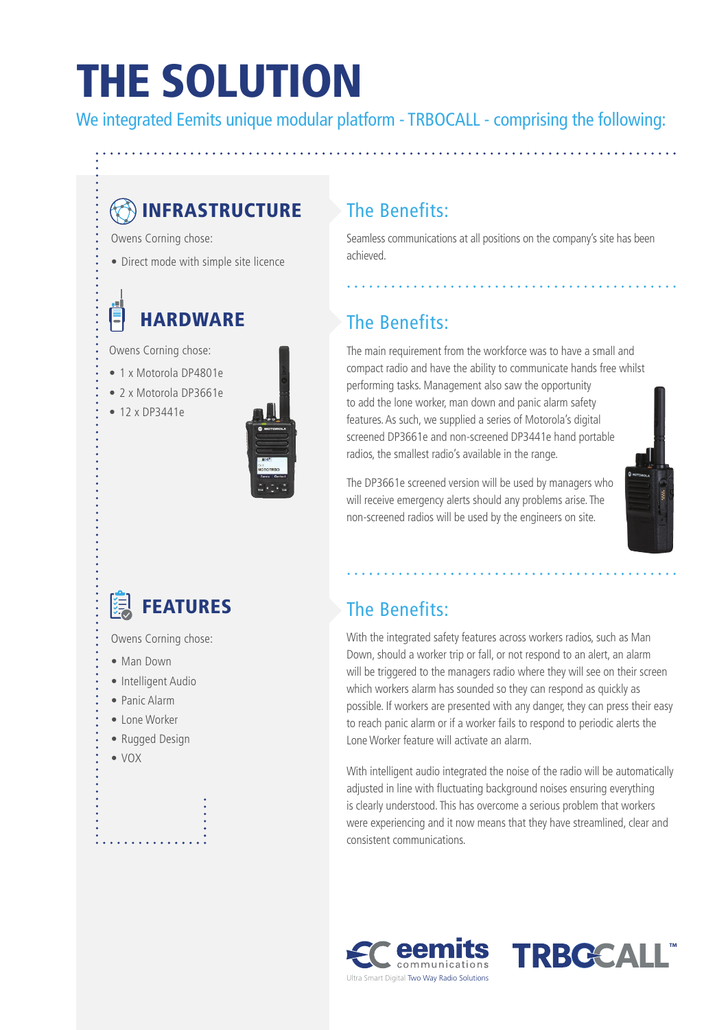# THE SOLUTION

We integrated Eemits unique modular platform - TRBOCALL - comprising the following:

## INFRASTRUCTURE

Owens Corning chose:

- Direct mode with simple site licence

### The Benefits:

Seamless communications at all positions on the company's site has been achieved.

## HARDWARE

Owens Corning chose:

- 1 x Motorola DP4801e
- 2 x Motorola DP3661e
- 12 x DP3441e

### The Benefits:

The main requirement from the workforce was to have a small and compact radio and have the ability to communicate hands free whilst performing tasks. Management also saw the opportunity to add the lone worker, man down and panic alarm safety features. As such, we supplied a series of Motorola's digital screened DP3661e and non-screened DP3441e hand portable radios, the smallest radio's available in the range.

The DP3661e screened version will be used by managers who will receive emergency alerts should any problems arise. The non-screened radios will be used by the engineers on site.

## FEATURES

Owens Corning chose:

- Man Down
- Intelligent Audio
- Panic Alarm
- Lone Worker
- Rugged Design
- VOX

### The Benefits:

With the integrated safety features across workers radios, such as Man Down, should a worker trip or fall, or not respond to an alert, an alarm will be triggered to the managers radio where they will see on their screen which workers alarm has sounded so they can respond as quickly as possible. If workers are presented with any danger, they can press their easy to reach panic alarm or if a worker fails to respond to periodic alerts the Lone Worker feature will activate an alarm.

With intelligent audio integrated the noise of the radio will be automatically adjusted in line with fluctuating background noises ensuring everything is clearly understood. This has overcome a serious problem that workers were experiencing and it now means that they have streamlined, clear and consistent communications.

eemits communications
Ultra Smart Digital Two Way Radio Solutions

TRBOCALL™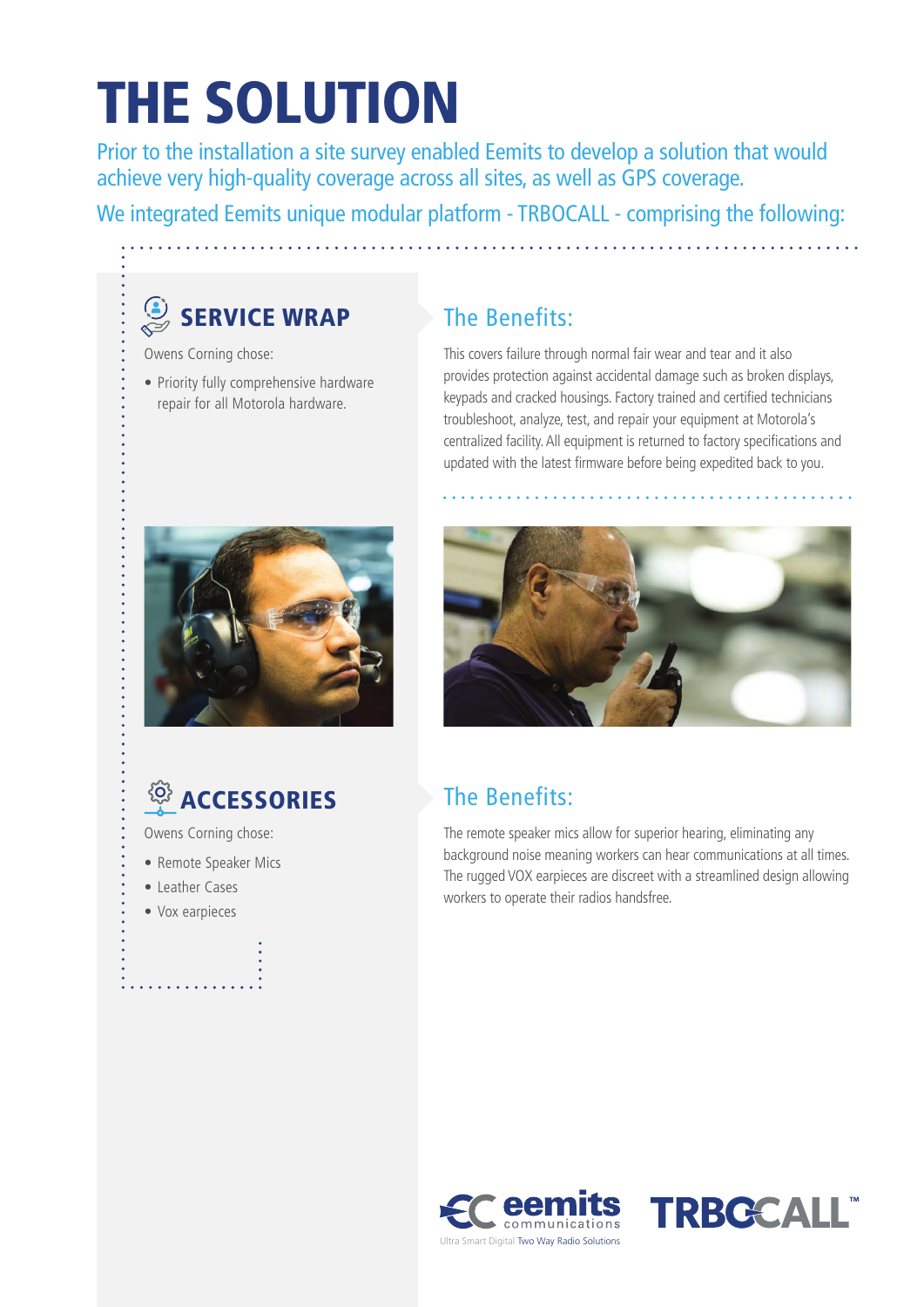# THE SOLUTION

Prior to the installation a site survey enabled Eemits to develop a solution that would achieve very high-quality coverage across all sites, as well as GPS coverage.

We integrated Eemits unique modular platform - TRBOCALL - comprising the following:

## SERVICE WRAP

Owens Corning chose:

- Priority fully comprehensive hardware repair for all Motorola hardware.

### The Benefits:

This covers failure through normal fair wear and tear and it also provides protection against accidental damage such as broken displays, keypads and cracked housings. Factory trained and certified technicians troubleshoot, analyze, test, and repair your equipment at Motorola's centralized facility. All equipment is returned to factory specifications and updated with the latest firmware before being expedited back to you.

## ACCESSORIES

Owens Corning chose:

- Remote Speaker Mics
- Leather Cases
- Vox earpieces

### The Benefits:

The remote speaker mics allow for superior hearing, eliminating any background noise meaning workers can hear communications at all times. The rugged VOX earpieces are discreet with a streamlined design allowing workers to operate their radios handsfree.

eemits communications
Ultra Smart Digital Two Way Radio Solutions

TRBOCALL™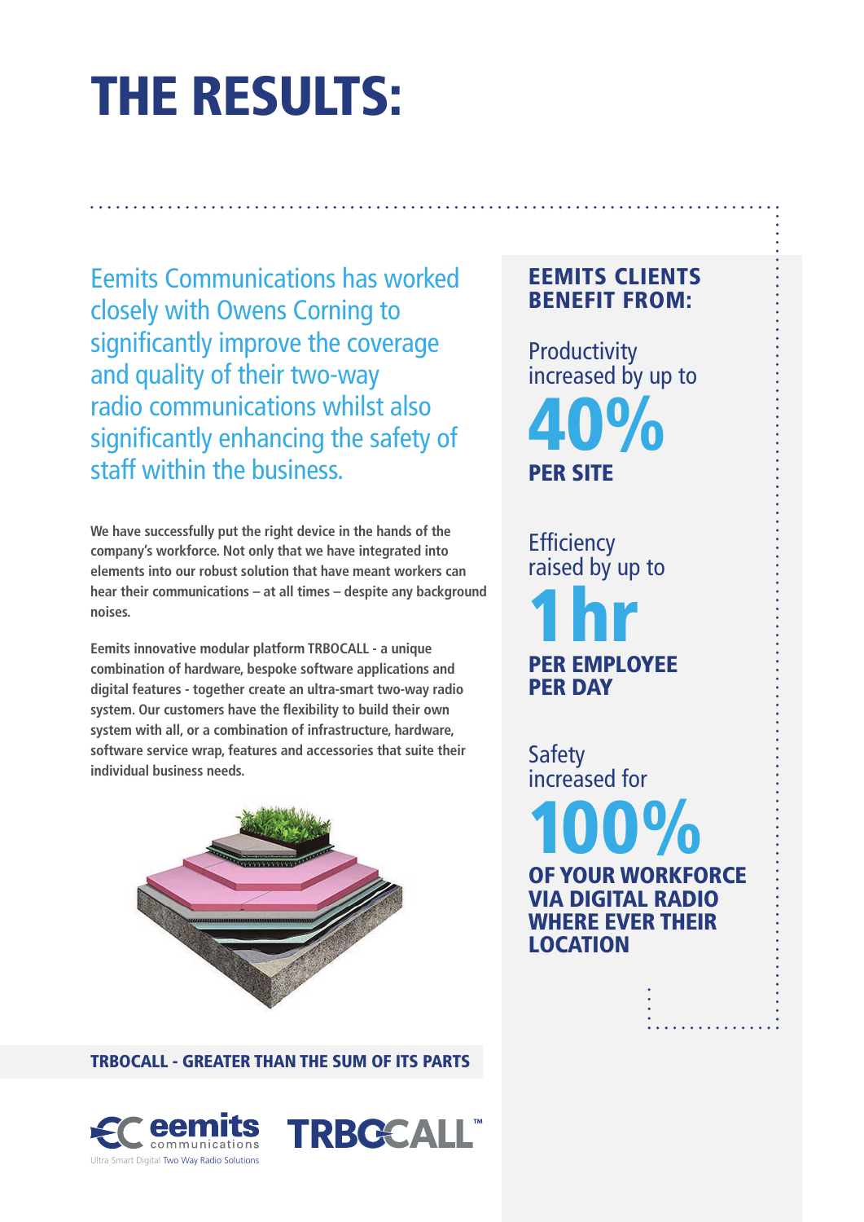# THE RESULTS:

Eemits Communications has worked closely with Owens Corning to significantly improve the coverage and quality of their two-way radio communications whilst also significantly enhancing the safety of staff within the business.

**We have successfully put the right device in the hands of the company's workforce. Not only that we have integrated into elements into our robust solution that have meant workers can hear their communications – at all times – despite any background noises.**

**Eemits innovative modular platform TRBOCALL - a unique combination of hardware, bespoke software applications and digital features - together create an ultra-smart two-way radio system. Our customers have the flexibility to build their own system with all, or a combination of infrastructure, hardware, software service wrap, features and accessories that suite their individual business needs.**

**TRBOCALL - GREATER THAN THE SUM OF ITS PARTS**

## EEMITS CLIENTS BENEFIT FROM:

Productivity increased by up to

**40%**

**PER SITE**

Efficiency raised by up to

**1hr**

**PER EMPLOYEE PER DAY**

Safety increased for

**100%**

**OF YOUR WORKFORCE VIA DIGITAL RADIO WHERE EVER THEIR LOCATION**

eemits communications

Ultra Smart Digital Two Way Radio Solutions

TRBOCALL™